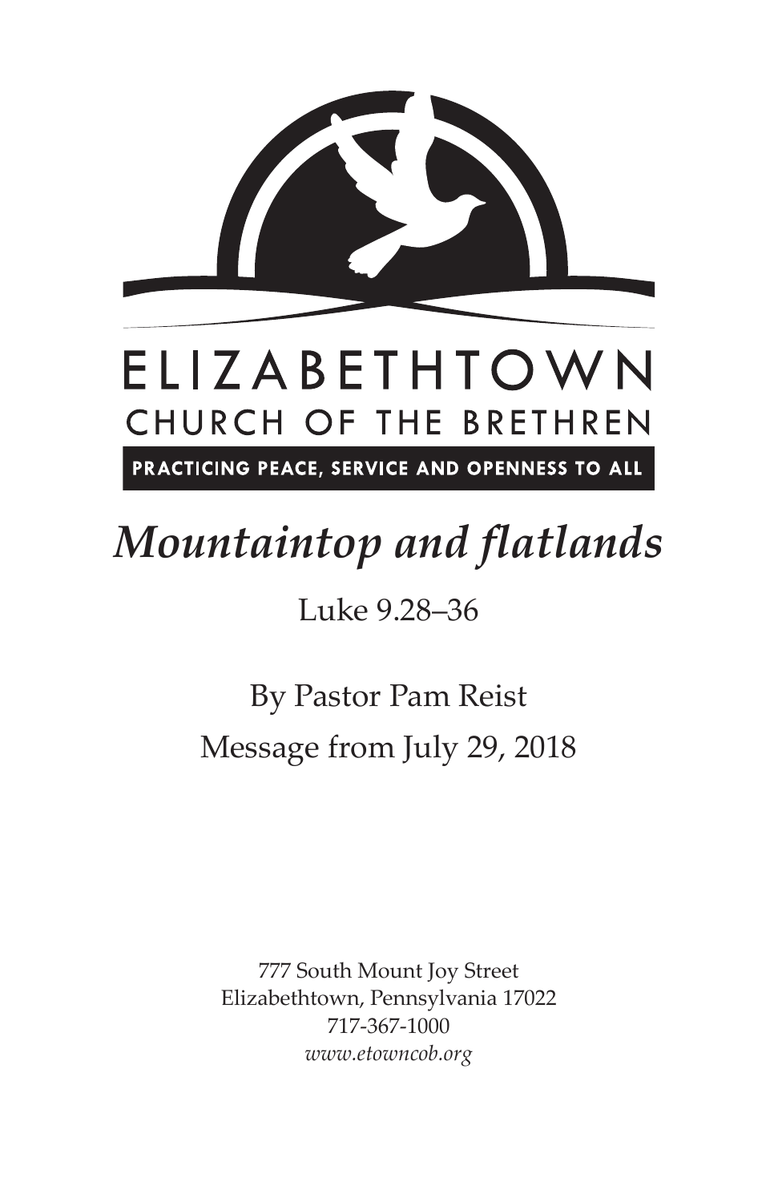ELIZABETHTOWN
CHURCH OF THE BRETHREN

PRACTICING PEACE, SERVICE AND OPENNESS TO ALL

# *Mountaintop and flatlands*

Luke 9.28–36

By Pastor Pam Reist

Message from July 29, 2018

777 South Mount Joy Street
Elizabethtown, Pennsylvania 17022
717-367-1000
*www.etowncob.org*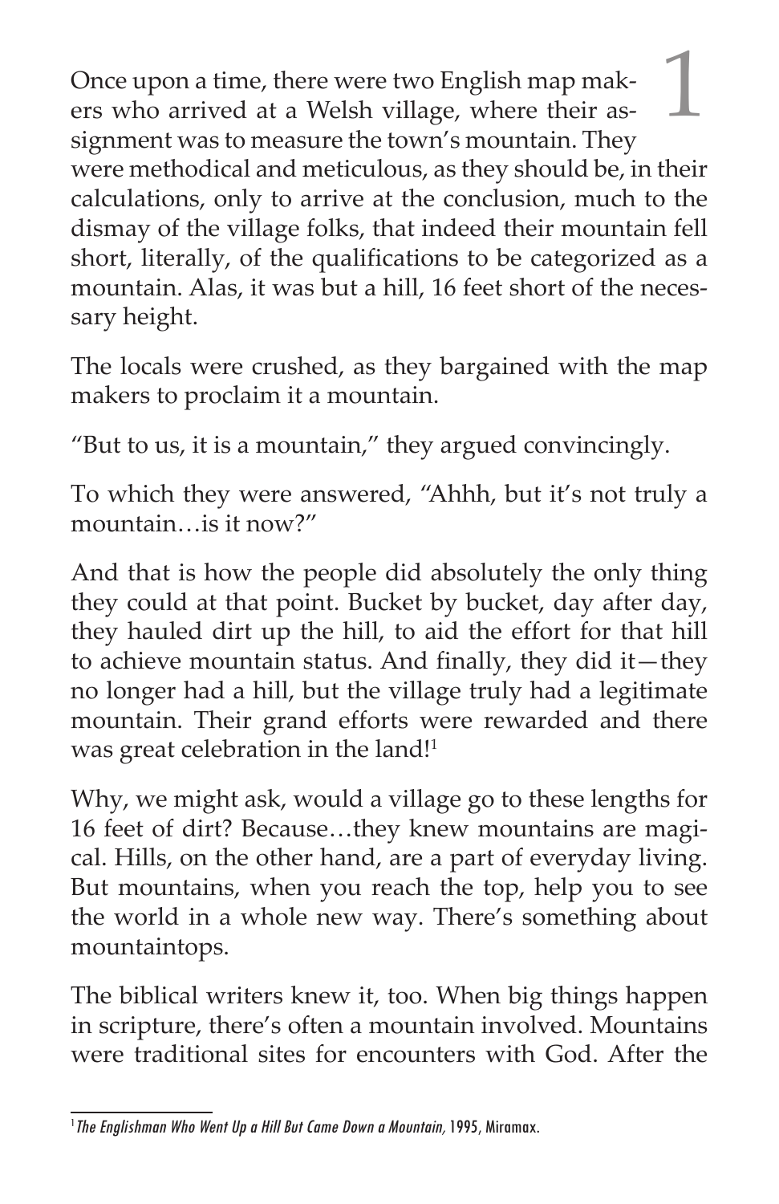# 1

Once upon a time, there were two English map makers who arrived at a Welsh village, where their assignment was to measure the town's mountain. They were methodical and meticulous, as they should be, in their calculations, only to arrive at the conclusion, much to the dismay of the village folks, that indeed their mountain fell short, literally, of the qualifications to be categorized as a mountain. Alas, it was but a hill, 16 feet short of the necessary height.

The locals were crushed, as they bargained with the map makers to proclaim it a mountain.

"But to us, it is a mountain," they argued convincingly.

To which they were answered, "Ahhh, but it's not truly a mountain…is it now?"

And that is how the people did absolutely the only thing they could at that point. Bucket by bucket, day after day, they hauled dirt up the hill, to aid the effort for that hill to achieve mountain status. And finally, they did it—they no longer had a hill, but the village truly had a legitimate mountain. Their grand efforts were rewarded and there was great celebration in the land![1]

Why, we might ask, would a village go to these lengths for 16 feet of dirt? Because…they knew mountains are magical. Hills, on the other hand, are a part of everyday living. But mountains, when you reach the top, help you to see the world in a whole new way. There's something about mountaintops.

The biblical writers knew it, too. When big things happen in scripture, there's often a mountain involved. Mountains were traditional sites for encounters with God. After the

---

[1] *The Englishman Who Went Up a Hill But Came Down a Mountain,* 1995, Miramax.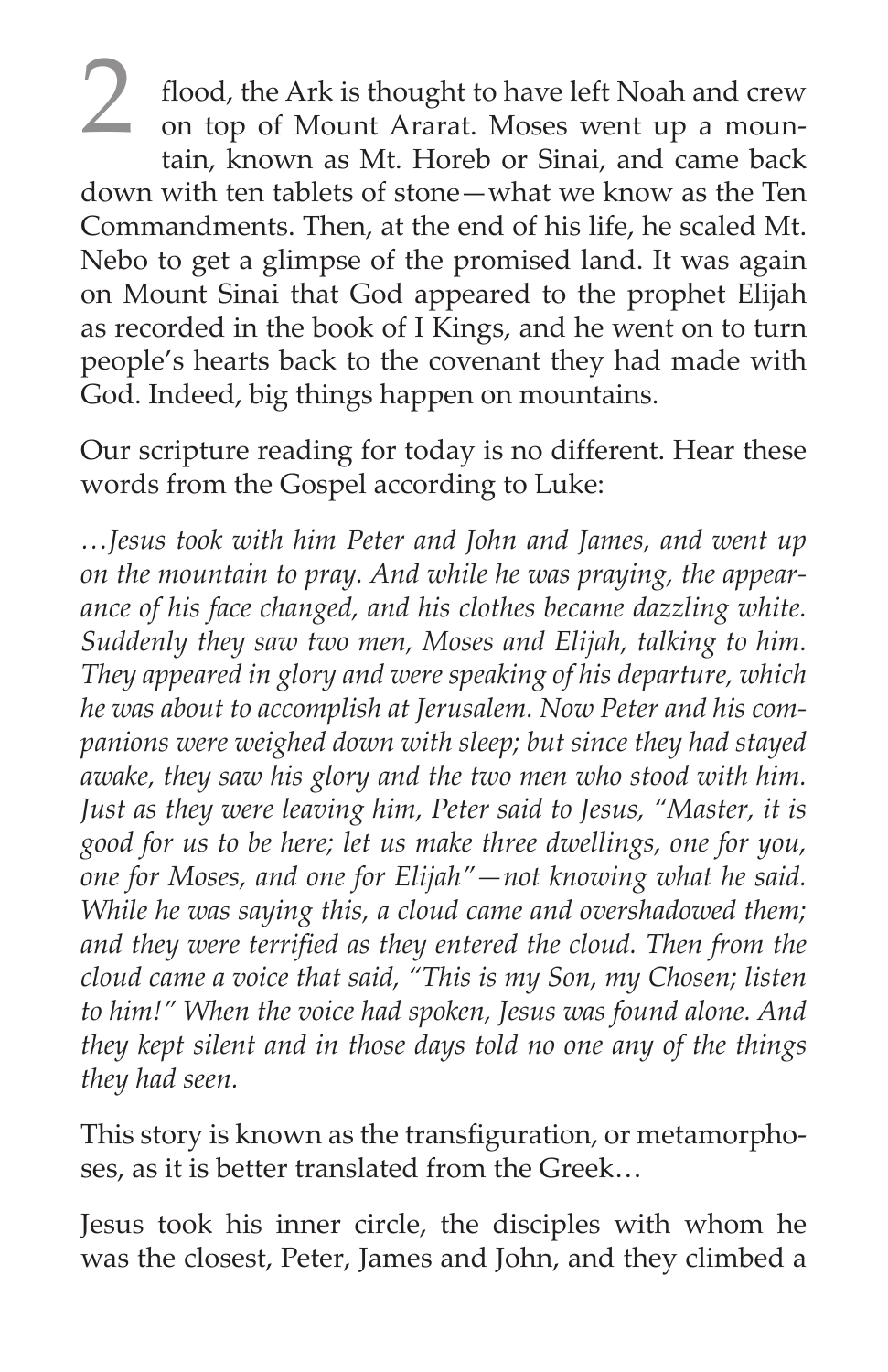flood, the Ark is thought to have left Noah and crew on top of Mount Ararat. Moses went up a mountain, known as Mt. Horeb or Sinai, and came back down with ten tablets of stone—what we know as the Ten Commandments. Then, at the end of his life, he scaled Mt. Nebo to get a glimpse of the promised land. It was again on Mount Sinai that God appeared to the prophet Elijah as recorded in the book of I Kings, and he went on to turn people's hearts back to the covenant they had made with God. Indeed, big things happen on mountains.

Our scripture reading for today is no different. Hear these words from the Gospel according to Luke:

*…Jesus took with him Peter and John and James, and went up on the mountain to pray. And while he was praying, the appearance of his face changed, and his clothes became dazzling white. Suddenly they saw two men, Moses and Elijah, talking to him. They appeared in glory and were speaking of his departure, which he was about to accomplish at Jerusalem. Now Peter and his companions were weighed down with sleep; but since they had stayed awake, they saw his glory and the two men who stood with him. Just as they were leaving him, Peter said to Jesus, "Master, it is good for us to be here; let us make three dwellings, one for you, one for Moses, and one for Elijah"—not knowing what he said. While he was saying this, a cloud came and overshadowed them; and they were terrified as they entered the cloud. Then from the cloud came a voice that said, "This is my Son, my Chosen; listen to him!" When the voice had spoken, Jesus was found alone. And they kept silent and in those days told no one any of the things they had seen.*

This story is known as the transfiguration, or metamorphoses, as it is better translated from the Greek…

Jesus took his inner circle, the disciples with whom he was the closest, Peter, James and John, and they climbed a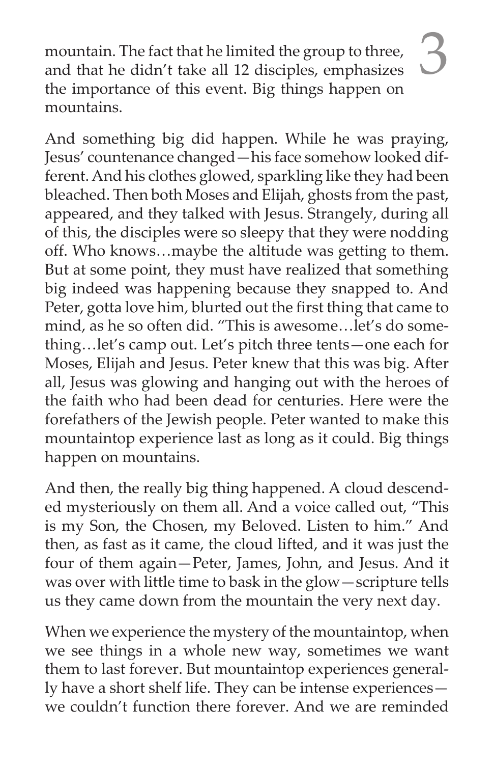mountain. The fact that he limited the group to three, and that he didn't take all 12 disciples, emphasizes the importance of this event. Big things happen on mountains.

And something big did happen. While he was praying, Jesus' countenance changed—his face somehow looked different. And his clothes glowed, sparkling like they had been bleached. Then both Moses and Elijah, ghosts from the past, appeared, and they talked with Jesus. Strangely, during all of this, the disciples were so sleepy that they were nodding off. Who knows…maybe the altitude was getting to them. But at some point, they must have realized that something big indeed was happening because they snapped to. And Peter, gotta love him, blurted out the first thing that came to mind, as he so often did. "This is awesome…let's do something…let's camp out. Let's pitch three tents—one each for Moses, Elijah and Jesus. Peter knew that this was big. After all, Jesus was glowing and hanging out with the heroes of the faith who had been dead for centuries. Here were the forefathers of the Jewish people. Peter wanted to make this mountaintop experience last as long as it could. Big things happen on mountains.

And then, the really big thing happened. A cloud descended mysteriously on them all. And a voice called out, "This is my Son, the Chosen, my Beloved. Listen to him." And then, as fast as it came, the cloud lifted, and it was just the four of them again—Peter, James, John, and Jesus. And it was over with little time to bask in the glow—scripture tells us they came down from the mountain the very next day.

When we experience the mystery of the mountaintop, when we see things in a whole new way, sometimes we want them to last forever. But mountaintop experiences generally have a short shelf life. They can be intense experiences—we couldn't function there forever. And we are reminded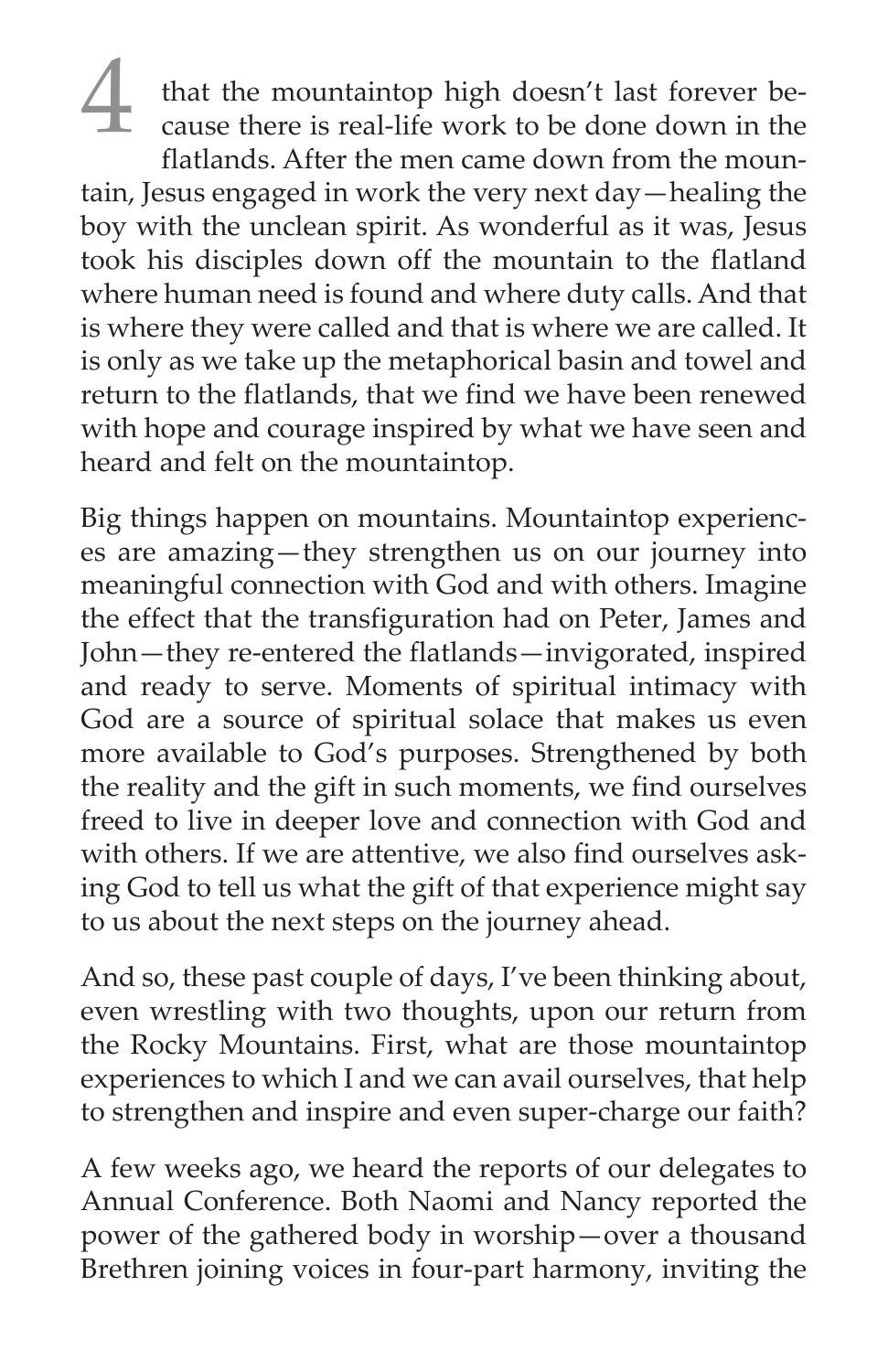that the mountaintop high doesn't last forever because there is real-life work to be done down in the flatlands. After the men came down from the mountain, Jesus engaged in work the very next day—healing the boy with the unclean spirit. As wonderful as it was, Jesus took his disciples down off the mountain to the flatland where human need is found and where duty calls. And that is where they were called and that is where we are called. It is only as we take up the metaphorical basin and towel and return to the flatlands, that we find we have been renewed with hope and courage inspired by what we have seen and heard and felt on the mountaintop.

Big things happen on mountains. Mountaintop experiences are amazing—they strengthen us on our journey into meaningful connection with God and with others. Imagine the effect that the transfiguration had on Peter, James and John—they re-entered the flatlands—invigorated, inspired and ready to serve. Moments of spiritual intimacy with God are a source of spiritual solace that makes us even more available to God's purposes. Strengthened by both the reality and the gift in such moments, we find ourselves freed to live in deeper love and connection with God and with others. If we are attentive, we also find ourselves asking God to tell us what the gift of that experience might say to us about the next steps on the journey ahead.

And so, these past couple of days, I've been thinking about, even wrestling with two thoughts, upon our return from the Rocky Mountains. First, what are those mountaintop experiences to which I and we can avail ourselves, that help to strengthen and inspire and even super-charge our faith?

A few weeks ago, we heard the reports of our delegates to Annual Conference. Both Naomi and Nancy reported the power of the gathered body in worship—over a thousand Brethren joining voices in four-part harmony, inviting the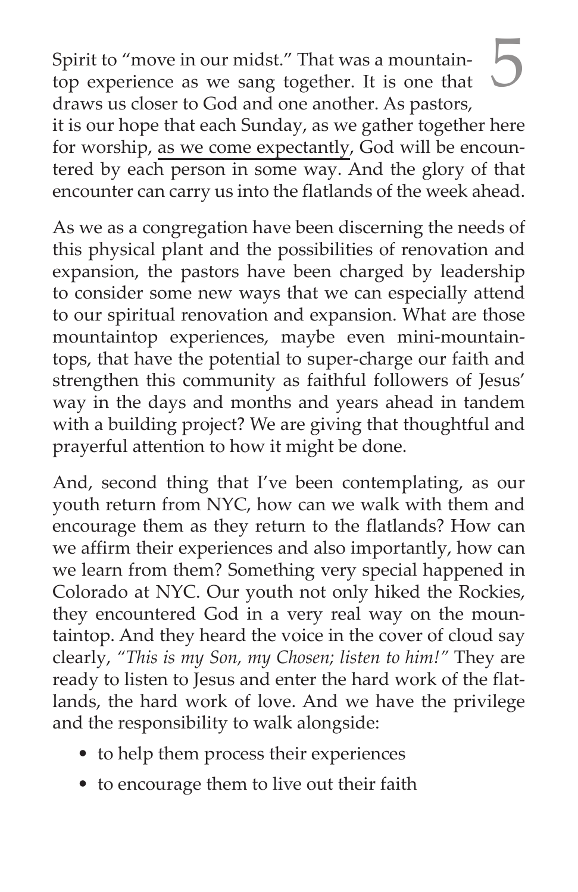Spirit to "move in our midst." That was a mountaintop experience as we sang together. It is one that draws us closer to God and one another. As pastors, it is our hope that each Sunday, as we gather together here for worship, as we come expectantly, God will be encountered by each person in some way. And the glory of that encounter can carry us into the flatlands of the week ahead.

As we as a congregation have been discerning the needs of this physical plant and the possibilities of renovation and expansion, the pastors have been charged by leadership to consider some new ways that we can especially attend to our spiritual renovation and expansion. What are those mountaintop experiences, maybe even mini-mountaintops, that have the potential to super-charge our faith and strengthen this community as faithful followers of Jesus' way in the days and months and years ahead in tandem with a building project? We are giving that thoughtful and prayerful attention to how it might be done.

And, second thing that I've been contemplating, as our youth return from NYC, how can we walk with them and encourage them as they return to the flatlands? How can we affirm their experiences and also importantly, how can we learn from them? Something very special happened in Colorado at NYC. Our youth not only hiked the Rockies, they encountered God in a very real way on the mountaintop. And they heard the voice in the cover of cloud say clearly, *"This is my Son, my Chosen; listen to him!"* They are ready to listen to Jesus and enter the hard work of the flatlands, the hard work of love. And we have the privilege and the responsibility to walk alongside:

- to help them process their experiences
- to encourage them to live out their faith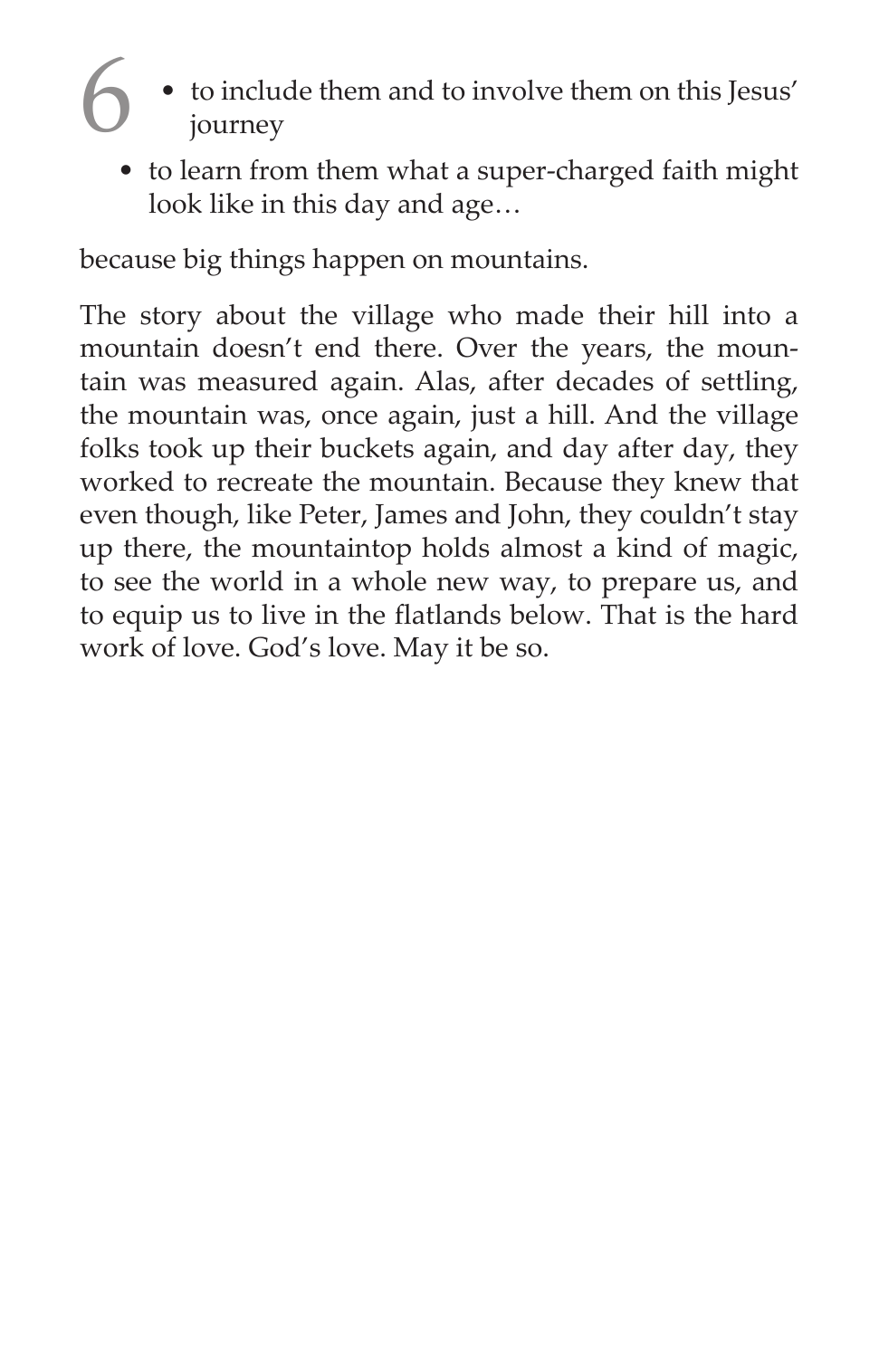- to include them and to involve them on this Jesus' journey
- to learn from them what a super-charged faith might look like in this day and age…

because big things happen on mountains.

The story about the village who made their hill into a mountain doesn't end there. Over the years, the mountain was measured again. Alas, after decades of settling, the mountain was, once again, just a hill. And the village folks took up their buckets again, and day after day, they worked to recreate the mountain. Because they knew that even though, like Peter, James and John, they couldn't stay up there, the mountaintop holds almost a kind of magic, to see the world in a whole new way, to prepare us, and to equip us to live in the flatlands below. That is the hard work of love. God's love. May it be so.